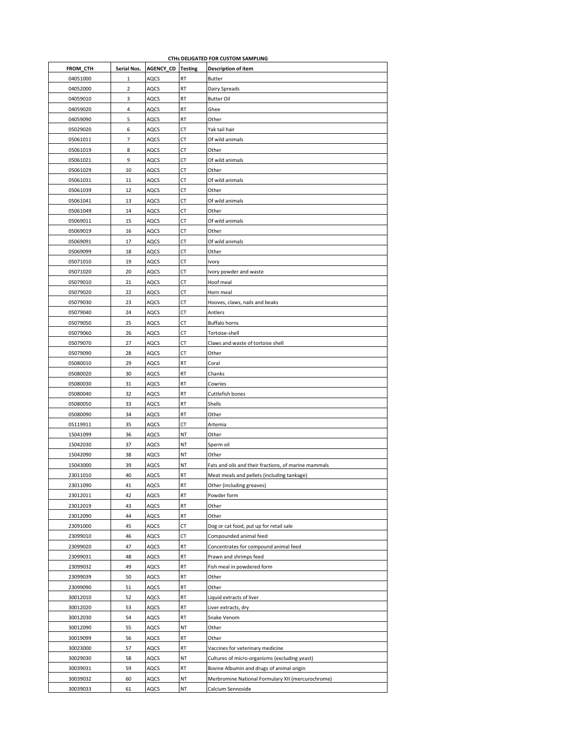**CTHs DELIGATED FOR CUSTOM SAMPLING**

| FROM_CTH | Serial Nos. | AGENCY_CD | Testing | Description of item |
|---|---|---|---|---|
| 04051000 | 1 | AQCS | RT | Butter |
| 04052000 | 2 | AQCS | RT | Dairy Spreads |
| 04059010 | 3 | AQCS | RT | Butter Oil |
| 04059020 | 4 | AQCS | RT | Ghee |
| 04059090 | 5 | AQCS | RT | Other |
| 05029020 | 6 | AQCS | CT | Yak tail hair |
| 05061011 | 7 | AQCS | CT | Of wild animals |
| 05061019 | 8 | AQCS | CT | Other |
| 05061021 | 9 | AQCS | CT | Of wild animals |
| 05061029 | 10 | AQCS | CT | Other |
| 05061031 | 11 | AQCS | CT | Of wild animals |
| 05061039 | 12 | AQCS | CT | Other |
| 05061041 | 13 | AQCS | CT | Of wild animals |
| 05061049 | 14 | AQCS | CT | Other |
| 05069011 | 15 | AQCS | CT | Of wild animals |
| 05069019 | 16 | AQCS | CT | Other |
| 05069091 | 17 | AQCS | CT | Of wild animals |
| 05069099 | 18 | AQCS | CT | Other |
| 05071010 | 19 | AQCS | CT | Ivory |
| 05071020 | 20 | AQCS | CT | Ivory powder and waste |
| 05079010 | 21 | AQCS | CT | Hoof meal |
| 05079020 | 22 | AQCS | CT | Horn meal |
| 05079030 | 23 | AQCS | CT | Hooves, claws, nails and beaks |
| 05079040 | 24 | AQCS | CT | Antlers |
| 05079050 | 25 | AQCS | CT | Buffalo horns |
| 05079060 | 26 | AQCS | CT | Tortoise-shell |
| 05079070 | 27 | AQCS | CT | Claws and waste of tortoise shell |
| 05079090 | 28 | AQCS | CT | Other |
| 05080010 | 29 | AQCS | RT | Coral |
| 05080020 | 30 | AQCS | RT | Chanks |
| 05080030 | 31 | AQCS | RT | Cowries |
| 05080040 | 32 | AQCS | RT | Cuttlefish bones |
| 05080050 | 33 | AQCS | RT | Shells |
| 05080090 | 34 | AQCS | RT | Other |
| 05119911 | 35 | AQCS | CT | Artemia |
| 15041099 | 36 | AQCS | NT | Other |
| 15042030 | 37 | AQCS | NT | Sperm oil |
| 15042090 | 38 | AQCS | NT | Other |
| 15043000 | 39 | AQCS | NT | Fats and oils and their fractions, of marine mammals |
| 23011010 | 40 | AQCS | RT | Meat meals and pellets (including tankage) |
| 23011090 | 41 | AQCS | RT | Other (including greaves) |
| 23012011 | 42 | AQCS | RT | Powder form |
| 23012019 | 43 | AQCS | RT | Other |
| 23012090 | 44 | AQCS | RT | Other |
| 23091000 | 45 | AQCS | CT | Dog or cat food, put up for retail sale |
| 23099010 | 46 | AQCS | CT | Compounded animal feed |
| 23099020 | 47 | AQCS | RT | Concentrates for compound animal feed |
| 23099031 | 48 | AQCS | RT | Prawn and shrimps feed |
| 23099032 | 49 | AQCS | RT | Fish meal in powdered form |
| 23099039 | 50 | AQCS | RT | Other |
| 23099090 | 51 | AQCS | RT | Other |
| 30012010 | 52 | AQCS | RT | Liquid extracts of liver |
| 30012020 | 53 | AQCS | RT | Liver extracts, dry |
| 30012030 | 54 | AQCS | RT | Snake Venom |
| 30012090 | 55 | AQCS | NT | Other |
| 30019099 | 56 | AQCS | RT | Other |
| 30023000 | 57 | AQCS | RT | Vaccines for veterinary medicine |
| 30029030 | 58 | AQCS | NT | Cultures of micro-organisms (excluding yeast) |
| 30039031 | 59 | AQCS | RT | Bovine Albumin and drugs of animal origin |
| 30039032 | 60 | AQCS | NT | Merbromine National Formulary XII (mercurochrome) |
| 30039033 | 61 | AQCS | NT | Calcium Sennoside |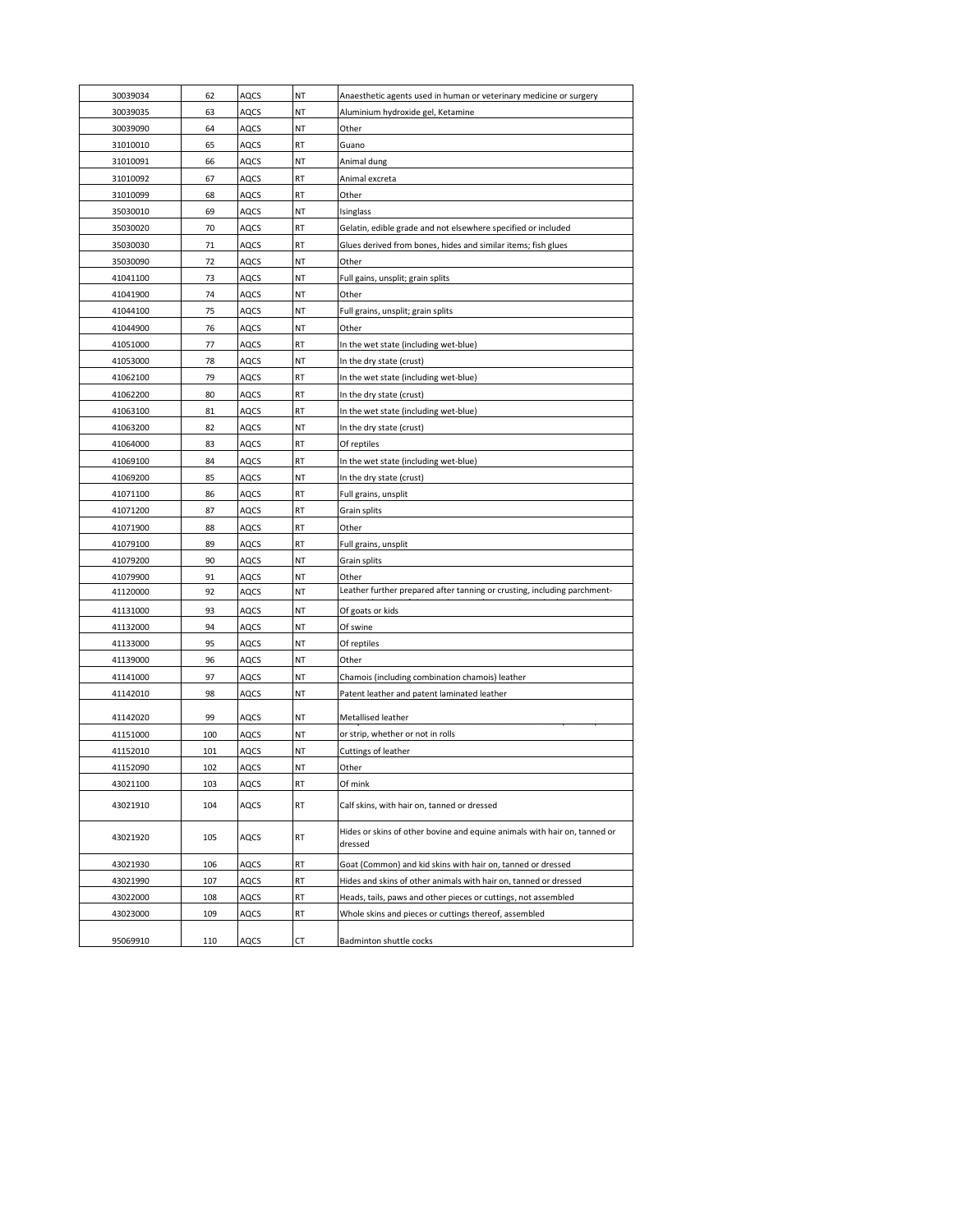| | | | | |
|---|---|---|---|---|
| 30039034 | 62 | AQCS | NT | Anaesthetic agents used in human or veterinary medicine or surgery |
| 30039035 | 63 | AQCS | NT | Aluminium hydroxide gel, Ketamine |
| 30039090 | 64 | AQCS | NT | Other |
| 31010010 | 65 | AQCS | RT | Guano |
| 31010091 | 66 | AQCS | NT | Animal dung |
| 31010092 | 67 | AQCS | RT | Animal excreta |
| 31010099 | 68 | AQCS | RT | Other |
| 35030010 | 69 | AQCS | NT | Isinglass |
| 35030020 | 70 | AQCS | RT | Gelatin, edible grade and not elsewhere specified or included |
| 35030030 | 71 | AQCS | RT | Glues derived from bones, hides and similar items; fish glues |
| 35030090 | 72 | AQCS | NT | Other |
| 41041100 | 73 | AQCS | NT | Full gains, unsplit; grain splits |
| 41041900 | 74 | AQCS | NT | Other |
| 41044100 | 75 | AQCS | NT | Full grains, unsplit; grain splits |
| 41044900 | 76 | AQCS | NT | Other |
| 41051000 | 77 | AQCS | RT | In the wet state (including wet-blue) |
| 41053000 | 78 | AQCS | NT | In the dry state (crust) |
| 41062100 | 79 | AQCS | RT | In the wet state (including wet-blue) |
| 41062200 | 80 | AQCS | RT | In the dry state (crust) |
| 41063100 | 81 | AQCS | RT | In the wet state (including wet-blue) |
| 41063200 | 82 | AQCS | NT | In the dry state (crust) |
| 41064000 | 83 | AQCS | RT | Of reptiles |
| 41069100 | 84 | AQCS | RT | In the wet state (including wet-blue) |
| 41069200 | 85 | AQCS | NT | In the dry state (crust) |
| 41071100 | 86 | AQCS | RT | Full grains, unsplit |
| 41071200 | 87 | AQCS | RT | Grain splits |
| 41071900 | 88 | AQCS | RT | Other |
| 41079100 | 89 | AQCS | RT | Full grains, unsplit |
| 41079200 | 90 | AQCS | NT | Grain splits |
| 41079900 | 91 | AQCS | NT | Other |
| 41120000 | 92 | AQCS | NT | Leather further prepared after tanning or crusting, including parchment- |
| 41131000 | 93 | AQCS | NT | Of goats or kids |
| 41132000 | 94 | AQCS | NT | Of swine |
| 41133000 | 95 | AQCS | NT | Of reptiles |
| 41139000 | 96 | AQCS | NT | Other |
| 41141000 | 97 | AQCS | NT | Chamois (including combination chamois) leather |
| 41142010 | 98 | AQCS | NT | Patent leather and patent laminated leather |
| 41142020 | 99 | AQCS | NT | Metallised leather |
| 41151000 | 100 | AQCS | NT | or strip, whether or not in rolls |
| 41152010 | 101 | AQCS | NT | Cuttings of leather |
| 41152090 | 102 | AQCS | NT | Other |
| 43021100 | 103 | AQCS | RT | Of mink |
| 43021910 | 104 | AQCS | RT | Calf skins, with hair on, tanned or dressed |
| 43021920 | 105 | AQCS | RT | Hides or skins of other bovine and equine animals with hair on, tanned or dressed |
| 43021930 | 106 | AQCS | RT | Goat (Common) and kid skins with hair on, tanned or dressed |
| 43021990 | 107 | AQCS | RT | Hides and skins of other animals with hair on, tanned or dressed |
| 43022000 | 108 | AQCS | RT | Heads, tails, paws and other pieces or cuttings, not assembled |
| 43023000 | 109 | AQCS | RT | Whole skins and pieces or cuttings thereof, assembled |
| 95069910 | 110 | AQCS | CT | Badminton shuttle cocks |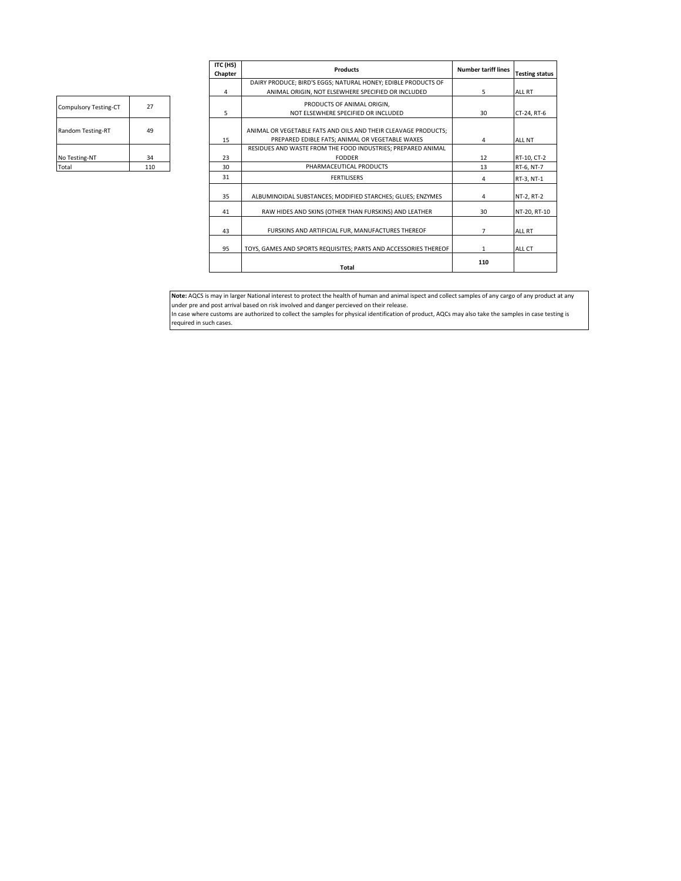| | |
|---|---|
| Compulsory Testing-CT | 27 |
| Random Testing-RT | 49 |
| No Testing-NT | 34 |
| Total | 110 |

| ITC (HS) Chapter | Products | Number tariff lines | Testing status |
|---|---|---|---|
| 4 | DAIRY PRODUCE; BIRD'S EGGS; NATURAL HONEY; EDIBLE PRODUCTS OF ANIMAL ORIGIN, NOT ELSEWHERE SPECIFIED OR INCLUDED | 5 | ALL RT |
| 5 | PRODUCTS OF ANIMAL ORIGIN, NOT ELSEWHERE SPECIFIED OR INCLUDED | 30 | CT-24, RT-6 |
| 15 | ANIMAL OR VEGETABLE FATS AND OILS AND THEIR CLEAVAGE PRODUCTS; PREPARED EDIBLE FATS; ANIMAL OR VEGETABLE WAXES | 4 | ALL NT |
| 23 | RESIDUES AND WASTE FROM THE FOOD INDUSTRIES; PREPARED ANIMAL FODDER | 12 | RT-10, CT-2 |
| 30 | PHARMACEUTICAL PRODUCTS | 13 | RT-6, NT-7 |
| 31 | FERTILISERS | 4 | RT-3, NT-1 |
| 35 | ALBUMINOIDAL SUBSTANCES; MODIFIED STARCHES; GLUES; ENZYMES | 4 | NT-2, RT-2 |
| 41 | RAW HIDES AND SKINS (OTHER THAN FURSKINS) AND LEATHER | 30 | NT-20, RT-10 |
| 43 | FURSKINS AND ARTIFICIAL FUR, MANUFACTURES THEREOF | 7 | ALL RT |
| 95 | TOYS, GAMES AND SPORTS REQUISITES; PARTS AND ACCESSORIES THEREOF | 1 | ALL CT |
| | **Total** | **110** | |

**Note:** AQCS is may in larger National interest to protect the health of human and animal ispect and collect samples of any cargo of any product at any under pre and post arrival based on risk involved and danger percieved on their release.
In case where customs are authorized to collect the samples for physical identification of product, AQCs may also take the samples in case testing is required in such cases.